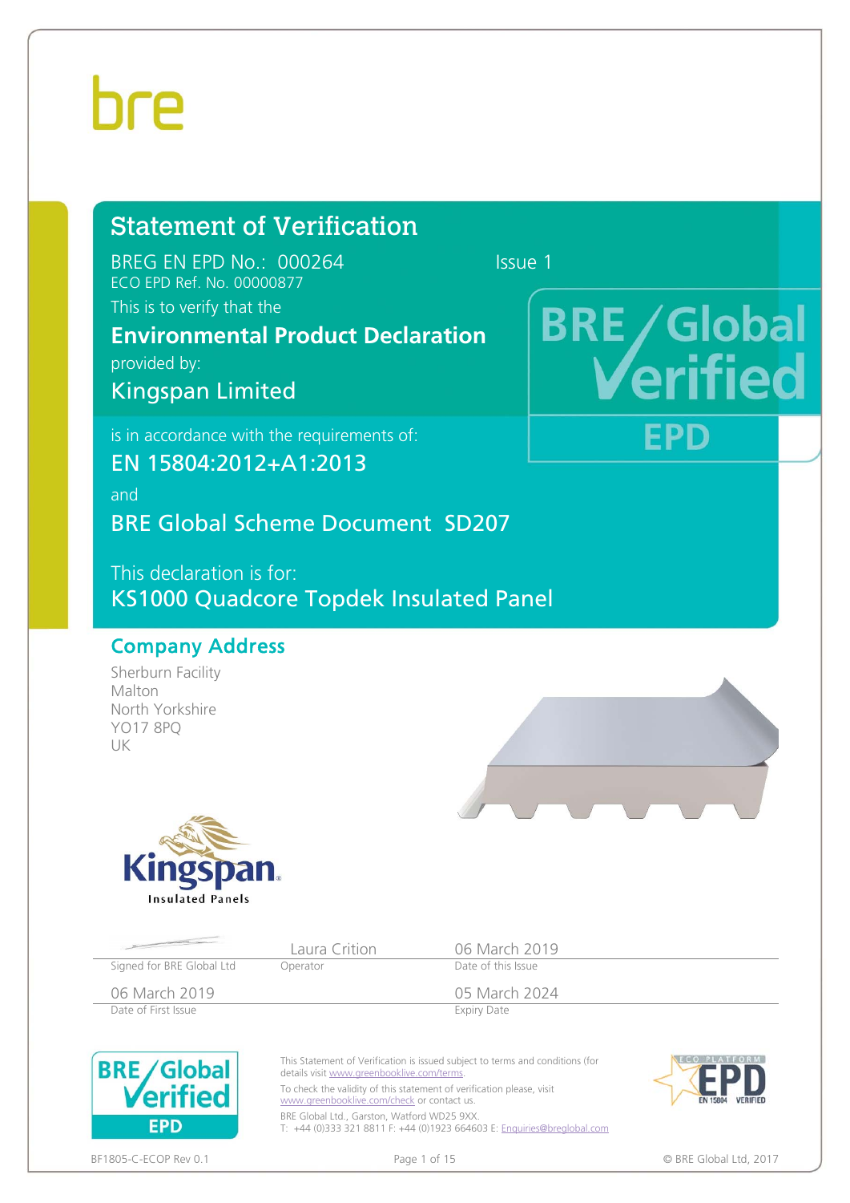bre

# Statement of Verification

BREG EN EPD No.: 000264 Issue 1

ECO EPD Ref. No. 00000877

This is to verify that the

**Environmental Product Declaration**

provided by:

Kingspan Limited

is in accordance with the requirements of:

EN 15804:2012+A1:2013

and

BRE Global Scheme Document SD207

This declaration is for:

KS1000 Quadcore Topdek Insulated Panel

## Company Address

Sherburn Facility
Malton
North Yorkshire
YO17 8PQ
UK

| Signed for BRE Global Ltd | Laura Critton<br>Operator | 06 March 2019<br>Date of this Issue |
|---|---|---|
| 06 March 2019<br>Date of First Issue | | 05 March 2024<br>Expiry Date |

This Statement of Verification is issued subject to terms and conditions (for details visit www.greenbooklive.com/terms.

To check the validity of this statement of verification please, visit www.greenbooklive.com/check or contact us.

BRE Global Ltd., Garston, Watford WD25 9XX.
T: +44 (0)333 321 8811 F: +44 (0)1923 664603 E: Enquiries@breglobal.com

BF1805-C-ECOP Rev 0.1

© BRE Global Ltd, 2017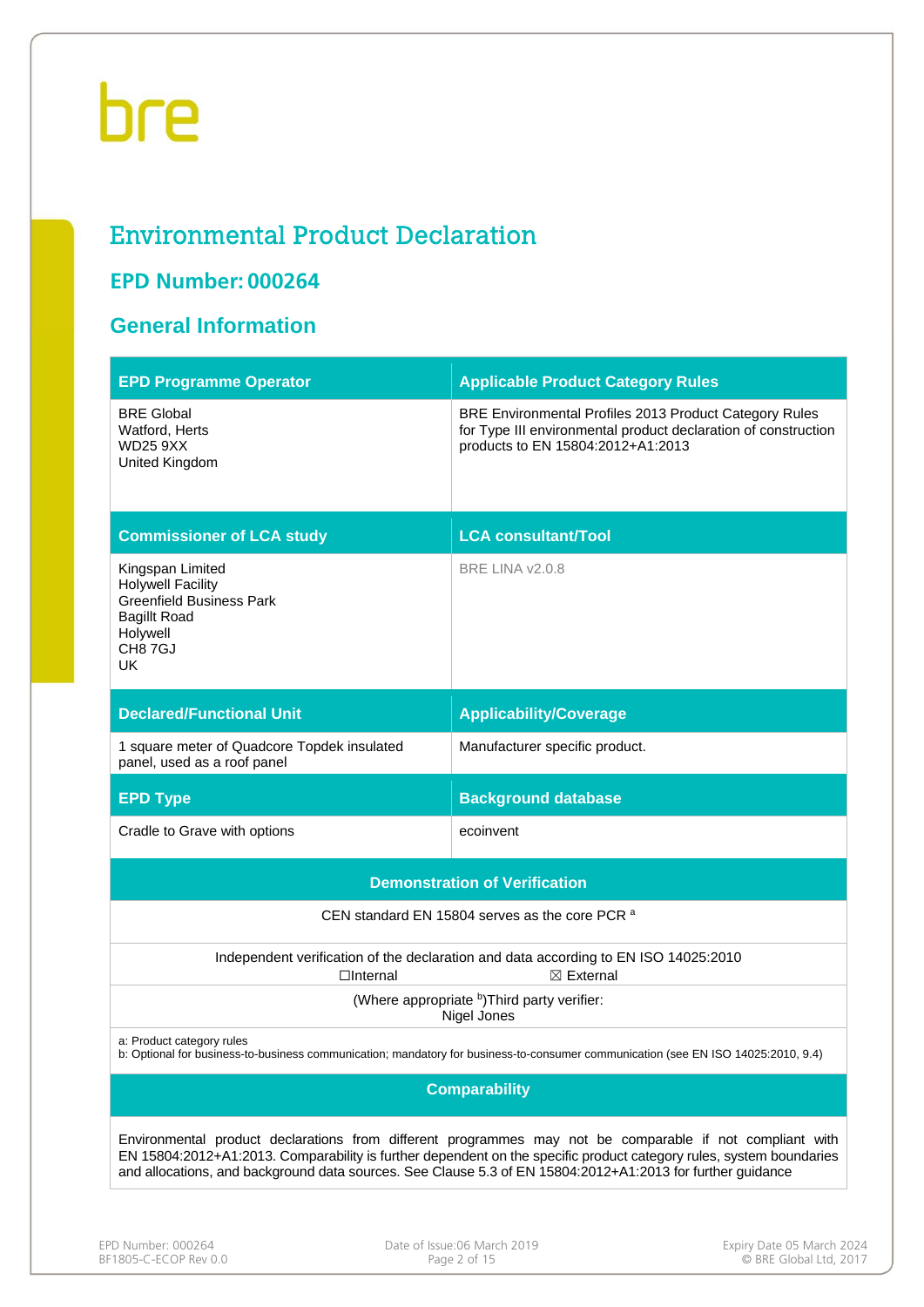bre

# Environmental Product Declaration

## EPD Number: 000264

## General Information

| EPD Programme Operator | Applicable Product Category Rules |
|---|---|
| BRE Global<br>Watford, Herts<br>WD25 9XX<br>United Kingdom | BRE Environmental Profiles 2013 Product Category Rules for Type III environmental product declaration of construction products to EN 15804:2012+A1:2013 |
| **Commissioner of LCA study** | **LCA consultant/Tool** |
| Kingspan Limited<br>Holywell Facility<br>Greenfield Business Park<br>Bagillt Road<br>Holywell<br>CH8 7GJ<br>UK | BRE LINA v2.0.8 |
| **Declared/Functional Unit** | **Applicability/Coverage** |
| 1 square meter of Quadcore Topdek insulated panel, used as a roof panel | Manufacturer specific product. |
| **EPD Type** | **Background database** |
| Cradle to Grave with options | ecoinvent |

| Demonstration of Verification | |
|---|---|
| CEN standard EN 15804 serves as the core PCR [a] | |
| Independent verification of the declaration and data according to EN ISO 14025:2010 | |
| ☐Internal | ☒ External |
| (Where appropriate [b])Third party verifier:<br>Nigel Jones | |

a: Product category rules
b: Optional for business-to-business communication; mandatory for business-to-consumer communication (see EN ISO 14025:2010, 9.4)

### Comparability

Environmental product declarations from different programmes may not be comparable if not compliant with EN 15804:2012+A1:2013. Comparability is further dependent on the specific product category rules, system boundaries and allocations, and background data sources. See Clause 5.3 of EN 15804:2012+A1:2013 for further guidance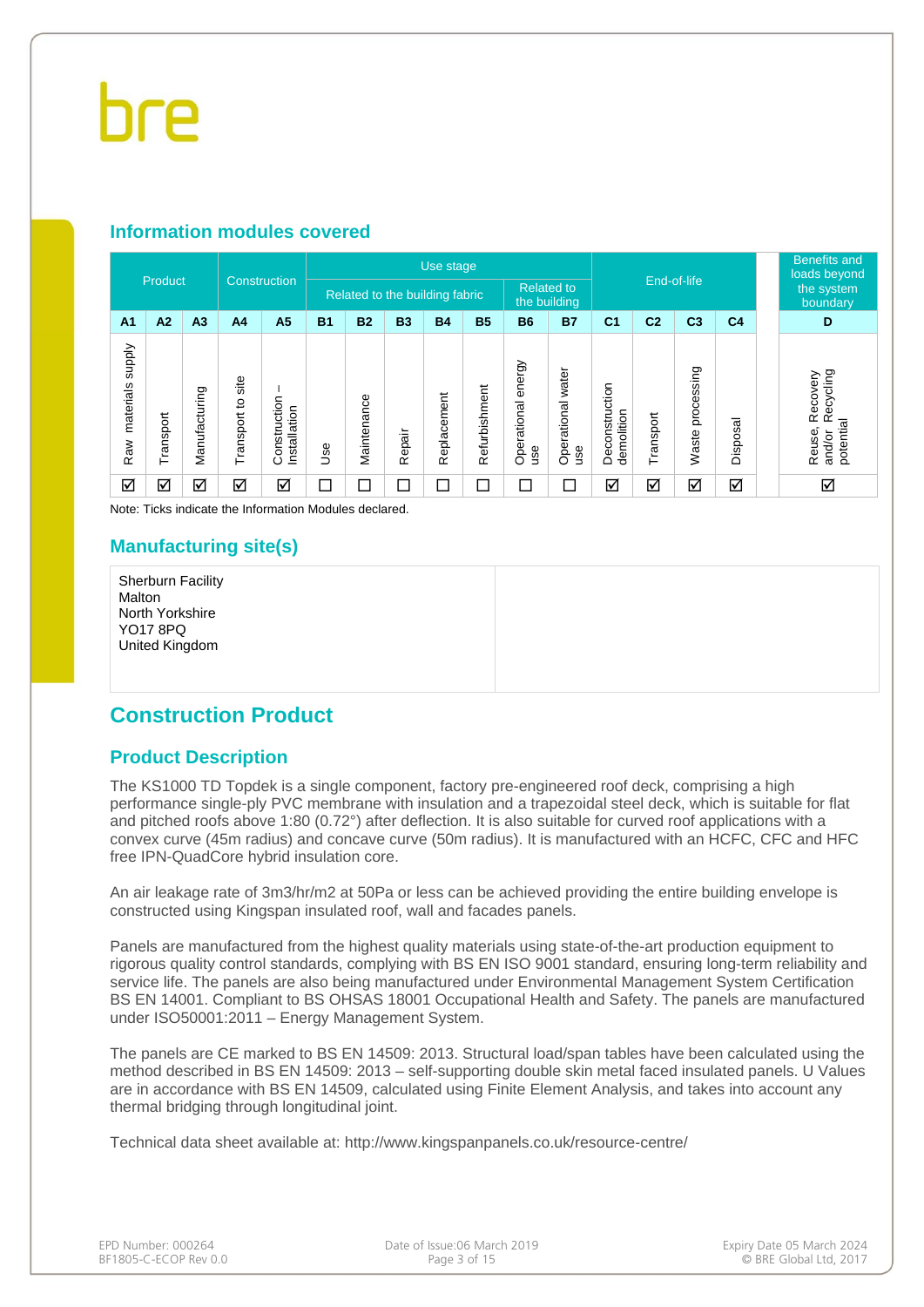## Information modules covered

| Product | | | Construction | | Use stage | | | | | | | End-of-life | | | | Benefits and loads beyond the system boundary |
|---|---|---|---|---|---|---|---|---|---|---|---|---|---|---|---|---|
| | | | | | Related to the building fabric | | | | | Related to the building | | | | | | |
| A1 | A2 | A3 | A4 | A5 | B1 | B2 | B3 | B4 | B5 | B6 | B7 | C1 | C2 | C3 | C4 | D |
| Raw materials supply | Transport | Manufacturing | Transport to site | Construction – Installation | Use | Maintenance | Repair | Replacement | Refurbishment | Operational energy use | Operational water use | Deconstruction demolition | Transport | Waste processing | Disposal | Reuse, Recovery and/or Recycling potential |
| ☑ | ☑ | ☑ | ☑ | ☑ | ☐ | ☐ | ☐ | ☐ | ☐ | ☐ | ☐ | ☑ | ☑ | ☑ | ☑ | ☑ |

Note: Ticks indicate the Information Modules declared.

## Manufacturing site(s)

Sherburn Facility
Malton
North Yorkshire
YO17 8PQ
United Kingdom

# Construction Product

## Product Description

The KS1000 TD Topdek is a single component, factory pre-engineered roof deck, comprising a high performance single-ply PVC membrane with insulation and a trapezoidal steel deck, which is suitable for flat and pitched roofs above 1:80 (0.72°) after deflection. It is also suitable for curved roof applications with a convex curve (45m radius) and concave curve (50m radius). It is manufactured with an HCFC, CFC and HFC free IPN-QuadCore hybrid insulation core.

An air leakage rate of 3m3/hr/m2 at 50Pa or less can be achieved providing the entire building envelope is constructed using Kingspan insulated roof, wall and facades panels.

Panels are manufactured from the highest quality materials using state-of-the-art production equipment to rigorous quality control standards, complying with BS EN ISO 9001 standard, ensuring long-term reliability and service life. The panels are also being manufactured under Environmental Management System Certification BS EN 14001. Compliant to BS OHSAS 18001 Occupational Health and Safety. The panels are manufactured under ISO50001:2011 – Energy Management System.

The panels are CE marked to BS EN 14509: 2013. Structural load/span tables have been calculated using the method described in BS EN 14509: 2013 – self-supporting double skin metal faced insulated panels. U Values are in accordance with BS EN 14509, calculated using Finite Element Analysis, and takes into account any thermal bridging through longitudinal joint.

Technical data sheet available at: http://www.kingspanpanels.co.uk/resource-centre/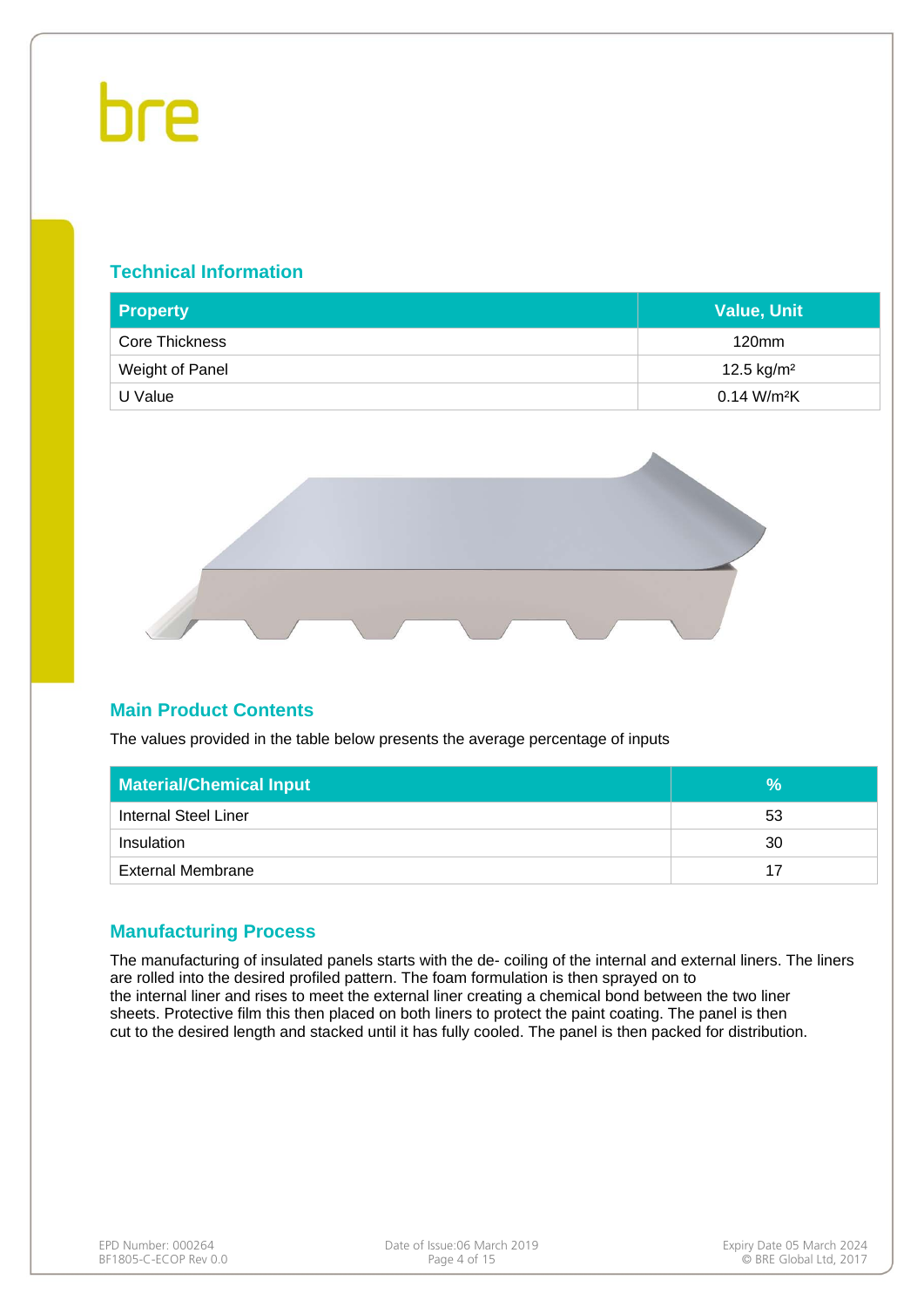## Technical Information

| Property | Value, Unit |
|---|---|
| Core Thickness | 120mm |
| Weight of Panel | 12.5 kg/m² |
| U Value | 0.14 W/m²K |

## Main Product Contents

The values provided in the table below presents the average percentage of inputs

| Material/Chemical Input | % |
|---|---|
| Internal Steel Liner | 53 |
| Insulation | 30 |
| External Membrane | 17 |

## Manufacturing Process

The manufacturing of insulated panels starts with the de- coiling of the internal and external liners. The liners are rolled into the desired profiled pattern. The foam formulation is then sprayed on to the internal liner and rises to meet the external liner creating a chemical bond between the two liner sheets. Protective film this then placed on both liners to protect the paint coating. The panel is then cut to the desired length and stacked until it has fully cooled. The panel is then packed for distribution.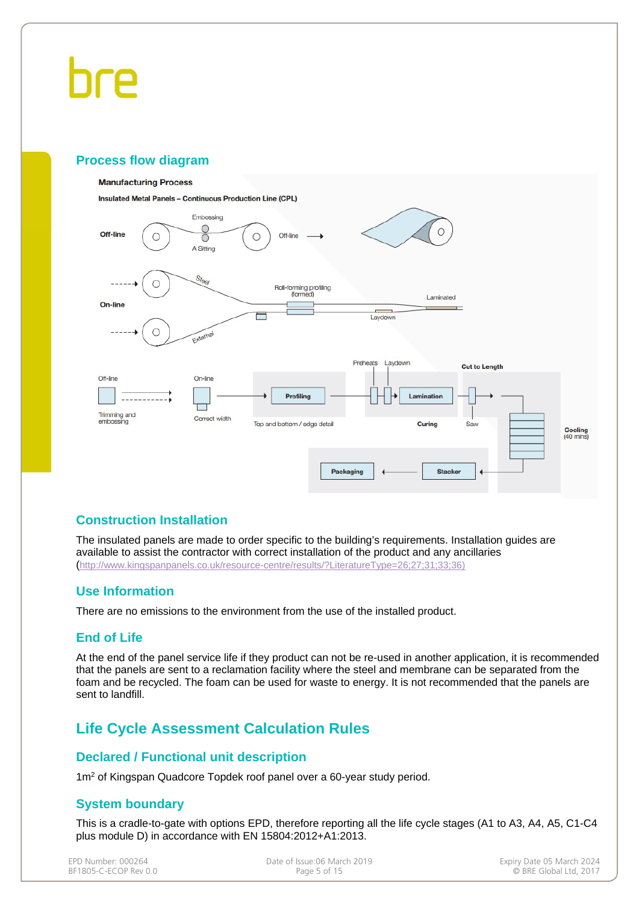## Process flow diagram

Manufacturing Process

Insulated Metal Panels – Continuous Production Line (CPL)

Off-line — Embossing — A Sitting — Off-line

On-line — Steel — External — Roll-forming profiling (formed) — Laydown — Laminated

Off-line — Trimming and embossing

On-line — Correct width

Profiling — Top and bottom / edge detail

Preheats — Laydown — Lamination — Curing

Cut to Length — Saw

Cooling (40 mins)

Stacker — Packaging

## Construction Installation

The insulated panels are made to order specific to the building's requirements. Installation guides are available to assist the contractor with correct installation of the product and any ancillaries (http://www.kingspanpanels.co.uk/resource-centre/results/?LiteratureType=26;27;31;33;36)

## Use Information

There are no emissions to the environment from the use of the installed product.

## End of Life

At the end of the panel service life if they product can not be re-used in another application, it is recommended that the panels are sent to a reclamation facility where the steel and membrane can be separated from the foam and be recycled. The foam can be used for waste to energy. It is not recommended that the panels are sent to landfill.

# Life Cycle Assessment Calculation Rules

## Declared / Functional unit description

1m$^2$ of Kingspan Quadcore Topdek roof panel over a 60-year study period.

## System boundary

This is a cradle-to-gate with options EPD, therefore reporting all the life cycle stages (A1 to A3, A4, A5, C1-C4 plus module D) in accordance with EN 15804:2012+A1:2013.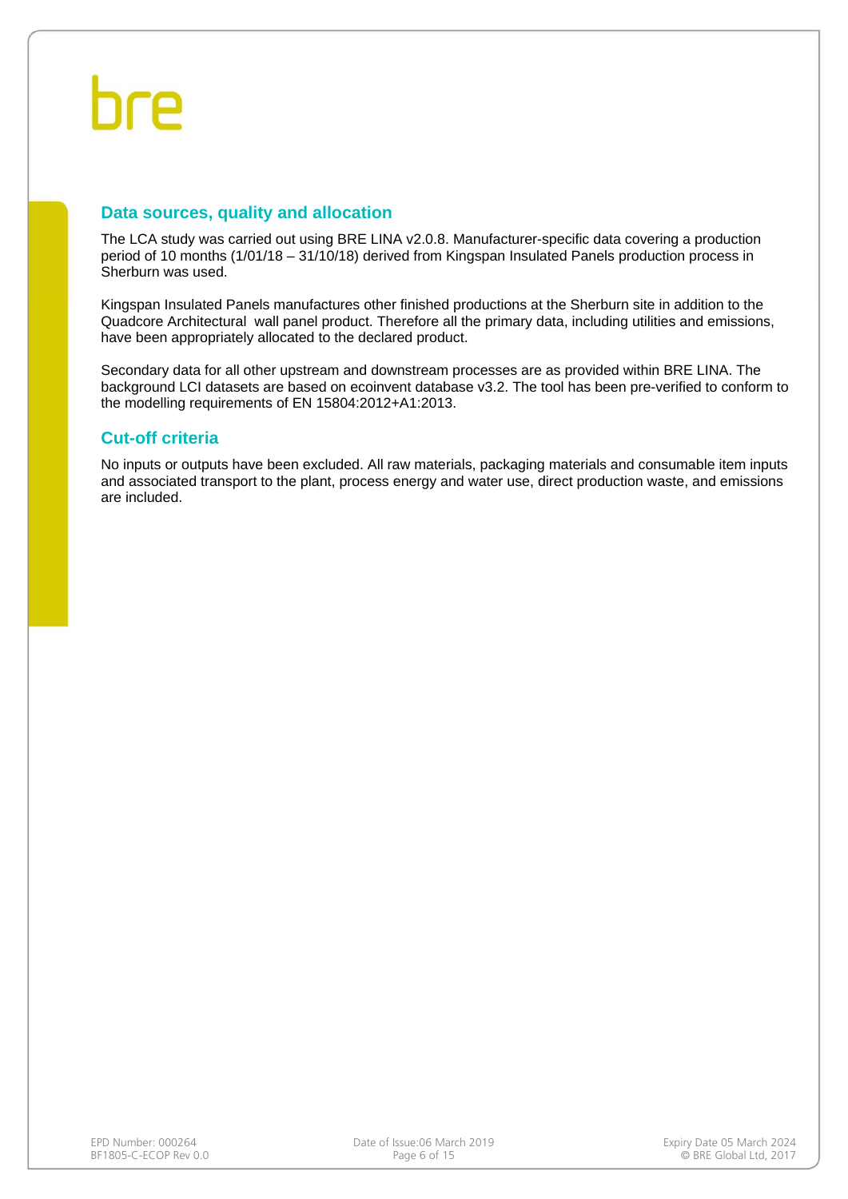## Data sources, quality and allocation

The LCA study was carried out using BRE LINA v2.0.8. Manufacturer-specific data covering a production period of 10 months (1/01/18 – 31/10/18) derived from Kingspan Insulated Panels production process in Sherburn was used.

Kingspan Insulated Panels manufactures other finished productions at the Sherburn site in addition to the Quadcore Architectural wall panel product. Therefore all the primary data, including utilities and emissions, have been appropriately allocated to the declared product.

Secondary data for all other upstream and downstream processes are as provided within BRE LINA. The background LCI datasets are based on ecoinvent database v3.2. The tool has been pre-verified to conform to the modelling requirements of EN 15804:2012+A1:2013.

## Cut-off criteria

No inputs or outputs have been excluded. All raw materials, packaging materials and consumable item inputs and associated transport to the plant, process energy and water use, direct production waste, and emissions are included.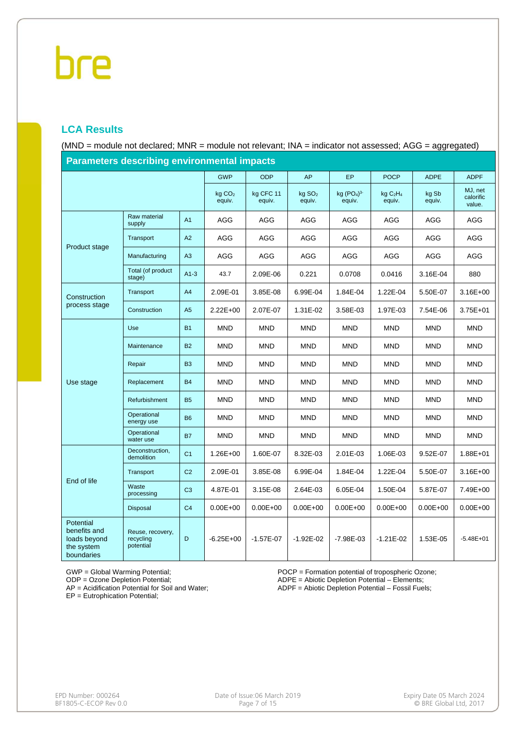## LCA Results

(MND = module not declared; MNR = module not relevant; INA = indicator not assessed; AGG = aggregated)

| Parameters describing environmental impacts | | | GWP | ODP | AP | EP | POCP | ADPE | ADPF |
|---|---|---|---|---|---|---|---|---|---|
| | | | kg $CO_2$ equiv. | kg CFC 11 equiv. | kg $SO_2$ equiv. | kg $(PO_4)^{3-}$ equiv. | kg $C_2H_4$ equiv. | kg Sb equiv. | MJ, net calorific value. |
| Product stage | Raw material supply | A1 | AGG | AGG | AGG | AGG | AGG | AGG | AGG |
| | Transport | A2 | AGG | AGG | AGG | AGG | AGG | AGG | AGG |
| | Manufacturing | A3 | AGG | AGG | AGG | AGG | AGG | AGG | AGG |
| | Total (of product stage) | A1-3 | 43.7 | 2.09E-06 | 0.221 | 0.0708 | 0.0416 | 3.16E-04 | 880 |
| Construction process stage | Transport | A4 | 2.09E-01 | 3.85E-08 | 6.99E-04 | 1.84E-04 | 1.22E-04 | 5.50E-07 | 3.16E+00 |
| | Construction | A5 | 2.22E+00 | 2.07E-07 | 1.31E-02 | 3.58E-03 | 1.97E-03 | 7.54E-06 | 3.75E+01 |
| Use stage | Use | B1 | MND | MND | MND | MND | MND | MND | MND |
| | Maintenance | B2 | MND | MND | MND | MND | MND | MND | MND |
| | Repair | B3 | MND | MND | MND | MND | MND | MND | MND |
| | Replacement | B4 | MND | MND | MND | MND | MND | MND | MND |
| | Refurbishment | B5 | MND | MND | MND | MND | MND | MND | MND |
| | Operational energy use | B6 | MND | MND | MND | MND | MND | MND | MND |
| | Operational water use | B7 | MND | MND | MND | MND | MND | MND | MND |
| End of life | Deconstruction, demolition | C1 | 1.26E+00 | 1.60E-07 | 8.32E-03 | 2.01E-03 | 1.06E-03 | 9.52E-07 | 1.88E+01 |
| | Transport | C2 | 2.09E-01 | 3.85E-08 | 6.99E-04 | 1.84E-04 | 1.22E-04 | 5.50E-07 | 3.16E+00 |
| | Waste processing | C3 | 4.87E-01 | 3.15E-08 | 2.64E-03 | 6.05E-04 | 1.50E-04 | 5.87E-07 | 7.49E+00 |
| | Disposal | C4 | 0.00E+00 | 0.00E+00 | 0.00E+00 | 0.00E+00 | 0.00E+00 | 0.00E+00 | 0.00E+00 |
| Potential benefits and loads beyond the system boundaries | Reuse, recovery, recycling potential | D | -6.25E+00 | -1.57E-07 | -1.92E-02 | -7.98E-03 | -1.21E-02 | 1.53E-05 | -5.48E+01 |

GWP = Global Warming Potential;
ODP = Ozone Depletion Potential;
AP = Acidification Potential for Soil and Water;
EP = Eutrophication Potential;
POCP = Formation potential of tropospheric Ozone;
ADPE = Abiotic Depletion Potential – Elements;
ADPF = Abiotic Depletion Potential – Fossil Fuels;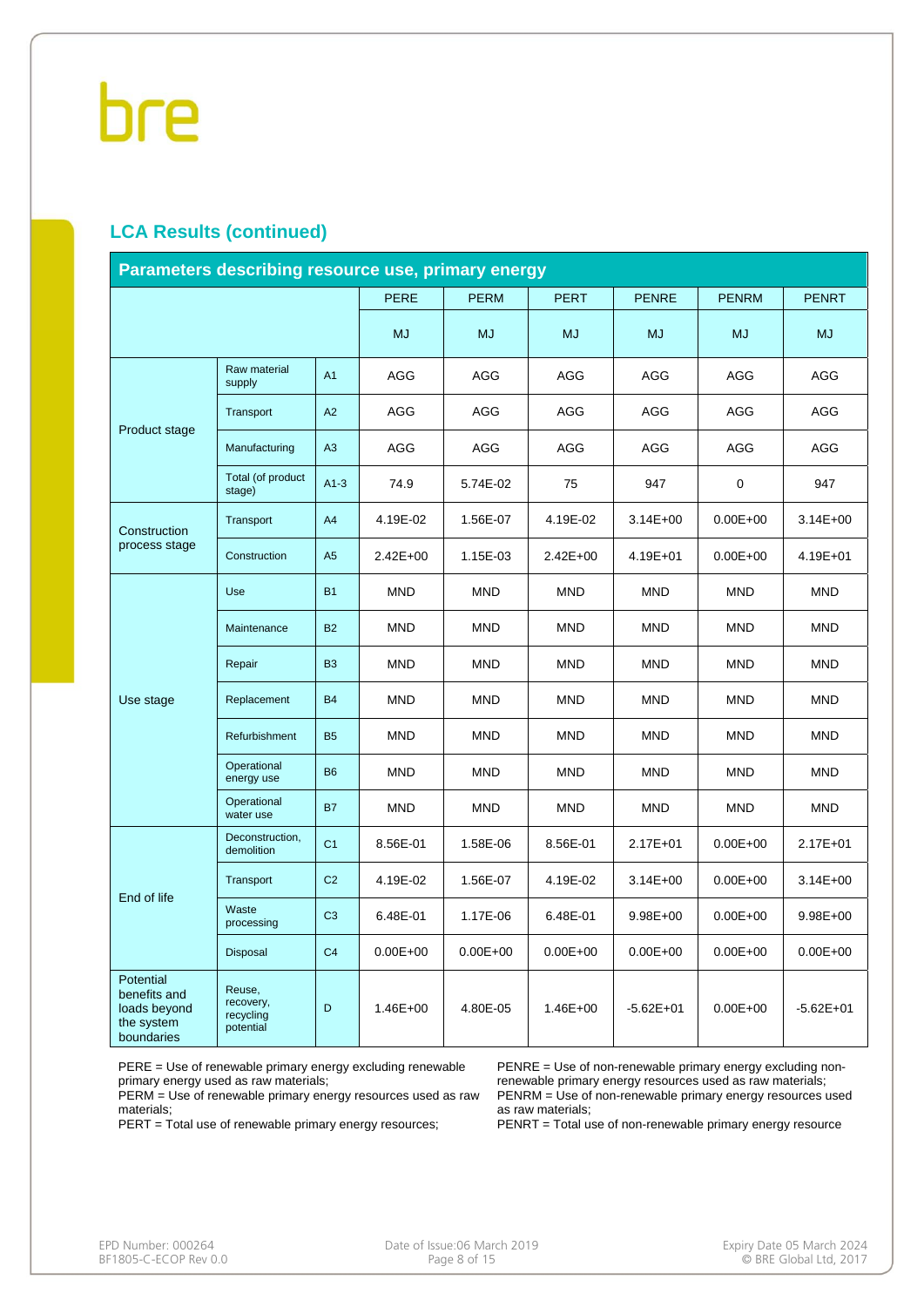## LCA Results (continued)

| Parameters describing resource use, primary energy | | | PERE | PERM | PERT | PENRE | PENRM | PENRT |
|---|---|---|---|---|---|---|---|---|
| | | | MJ | MJ | MJ | MJ | MJ | MJ |
| Product stage | Raw material supply | A1 | AGG | AGG | AGG | AGG | AGG | AGG |
| | Transport | A2 | AGG | AGG | AGG | AGG | AGG | AGG |
| | Manufacturing | A3 | AGG | AGG | AGG | AGG | AGG | AGG |
| | Total (of product stage) | A1-3 | 74.9 | 5.74E-02 | 75 | 947 | 0 | 947 |
| Construction process stage | Transport | A4 | 4.19E-02 | 1.56E-07 | 4.19E-02 | 3.14E+00 | 0.00E+00 | 3.14E+00 |
| | Construction | A5 | 2.42E+00 | 1.15E-03 | 2.42E+00 | 4.19E+01 | 0.00E+00 | 4.19E+01 |
| Use stage | Use | B1 | MND | MND | MND | MND | MND | MND |
| | Maintenance | B2 | MND | MND | MND | MND | MND | MND |
| | Repair | B3 | MND | MND | MND | MND | MND | MND |
| | Replacement | B4 | MND | MND | MND | MND | MND | MND |
| | Refurbishment | B5 | MND | MND | MND | MND | MND | MND |
| | Operational energy use | B6 | MND | MND | MND | MND | MND | MND |
| | Operational water use | B7 | MND | MND | MND | MND | MND | MND |
| End of life | Deconstruction, demolition | C1 | 8.56E-01 | 1.58E-06 | 8.56E-01 | 2.17E+01 | 0.00E+00 | 2.17E+01 |
| | Transport | C2 | 4.19E-02 | 1.56E-07 | 4.19E-02 | 3.14E+00 | 0.00E+00 | 3.14E+00 |
| | Waste processing | C3 | 6.48E-01 | 1.17E-06 | 6.48E-01 | 9.98E+00 | 0.00E+00 | 9.98E+00 |
| | Disposal | C4 | 0.00E+00 | 0.00E+00 | 0.00E+00 | 0.00E+00 | 0.00E+00 | 0.00E+00 |
| Potential benefits and loads beyond the system boundaries | Reuse, recovery, recycling potential | D | 1.46E+00 | 4.80E-05 | 1.46E+00 | -5.62E+01 | 0.00E+00 | -5.62E+01 |

PERE = Use of renewable primary energy excluding renewable primary energy used as raw materials;
PERM = Use of renewable primary energy resources used as raw materials;
PERT = Total use of renewable primary energy resources;

PENRE = Use of non-renewable primary energy excluding non-renewable primary energy resources used as raw materials;
PENRM = Use of non-renewable primary energy resources used as raw materials;
PENRT = Total use of non-renewable primary energy resource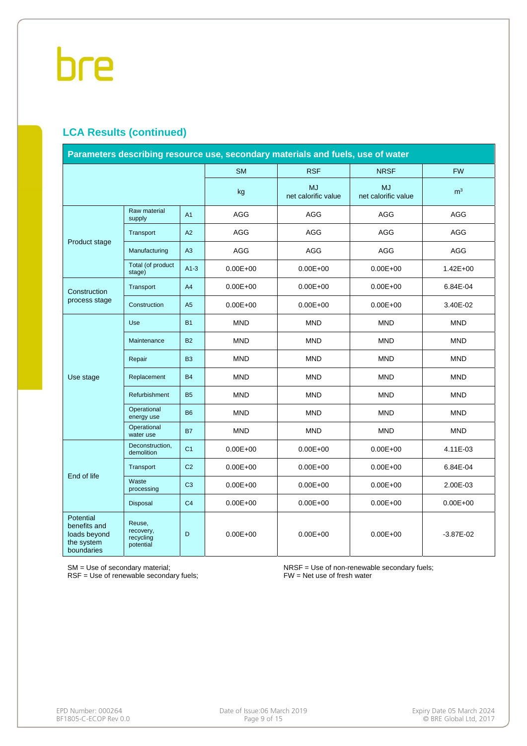## LCA Results (continued)

| Parameters describing resource use, secondary materials and fuels, use of water | | | | | | |
|---|---|---|---|---|---|---|
| | | | SM | RSF | NRSF | FW |
| | | | kg | MJ net calorific value | MJ net calorific value | $m^3$ |
| Product stage | Raw material supply | A1 | AGG | AGG | AGG | AGG |
| | Transport | A2 | AGG | AGG | AGG | AGG |
| | Manufacturing | A3 | AGG | AGG | AGG | AGG |
| | Total (of product stage) | A1-3 | 0.00E+00 | 0.00E+00 | 0.00E+00 | 1.42E+00 |
| Construction process stage | Transport | A4 | 0.00E+00 | 0.00E+00 | 0.00E+00 | 6.84E-04 |
| | Construction | A5 | 0.00E+00 | 0.00E+00 | 0.00E+00 | 3.40E-02 |
| Use stage | Use | B1 | MND | MND | MND | MND |
| | Maintenance | B2 | MND | MND | MND | MND |
| | Repair | B3 | MND | MND | MND | MND |
| | Replacement | B4 | MND | MND | MND | MND |
| | Refurbishment | B5 | MND | MND | MND | MND |
| | Operational energy use | B6 | MND | MND | MND | MND |
| | Operational water use | B7 | MND | MND | MND | MND |
| End of life | Deconstruction, demolition | C1 | 0.00E+00 | 0.00E+00 | 0.00E+00 | 4.11E-03 |
| | Transport | C2 | 0.00E+00 | 0.00E+00 | 0.00E+00 | 6.84E-04 |
| | Waste processing | C3 | 0.00E+00 | 0.00E+00 | 0.00E+00 | 2.00E-03 |
| | Disposal | C4 | 0.00E+00 | 0.00E+00 | 0.00E+00 | 0.00E+00 |
| Potential benefits and loads beyond the system boundaries | Reuse, recovery, recycling potential | D | 0.00E+00 | 0.00E+00 | 0.00E+00 | -3.87E-02 |

SM = Use of secondary material;
RSF = Use of renewable secondary fuels;
NRSF = Use of non-renewable secondary fuels;
FW = Net use of fresh water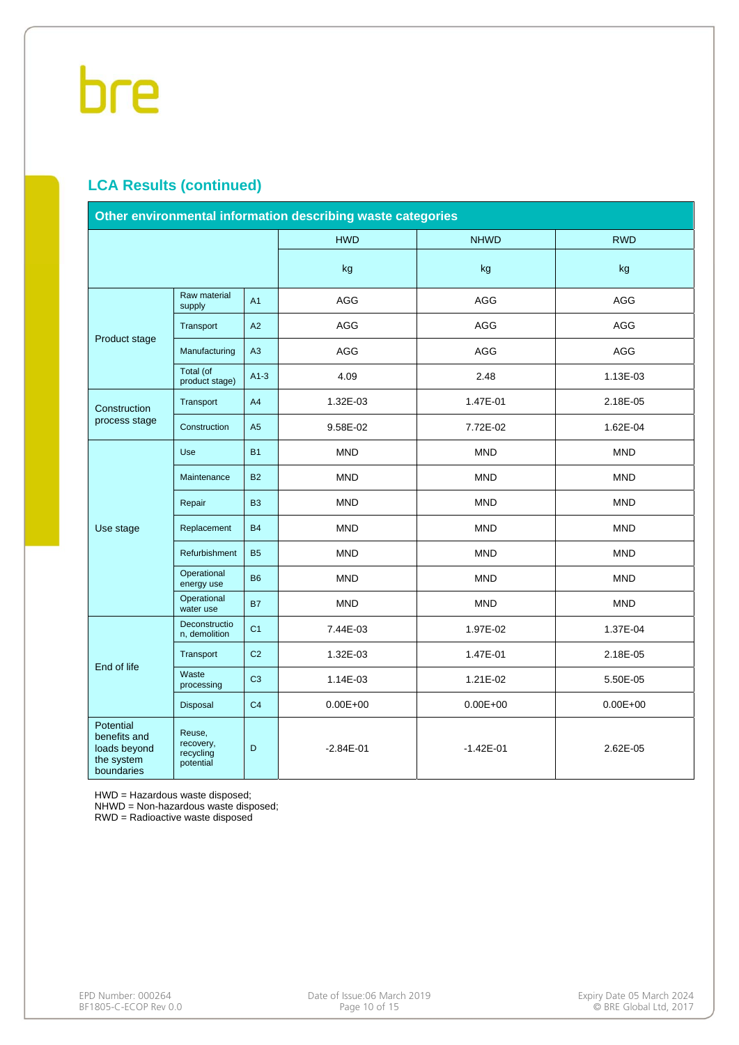## LCA Results (continued)

| Other environmental information describing waste categories | | | | | |
|---|---|---|---|---|---|
| | | | HWD | NHWD | RWD |
| | | | kg | kg | kg |
| Product stage | Raw material supply | A1 | AGG | AGG | AGG |
| | Transport | A2 | AGG | AGG | AGG |
| | Manufacturing | A3 | AGG | AGG | AGG |
| | Total (of product stage) | A1-3 | 4.09 | 2.48 | 1.13E-03 |
| Construction process stage | Transport | A4 | 1.32E-03 | 1.47E-01 | 2.18E-05 |
| | Construction | A5 | 9.58E-02 | 7.72E-02 | 1.62E-04 |
| Use stage | Use | B1 | MND | MND | MND |
| | Maintenance | B2 | MND | MND | MND |
| | Repair | B3 | MND | MND | MND |
| | Replacement | B4 | MND | MND | MND |
| | Refurbishment | B5 | MND | MND | MND |
| | Operational energy use | B6 | MND | MND | MND |
| | Operational water use | B7 | MND | MND | MND |
| End of life | Deconstruction, demolition | C1 | 7.44E-03 | 1.97E-02 | 1.37E-04 |
| | Transport | C2 | 1.32E-03 | 1.47E-01 | 2.18E-05 |
| | Waste processing | C3 | 1.14E-03 | 1.21E-02 | 5.50E-05 |
| | Disposal | C4 | 0.00E+00 | 0.00E+00 | 0.00E+00 |
| Potential benefits and loads beyond the system boundaries | Reuse, recovery, recycling potential | D | -2.84E-01 | -1.42E-01 | 2.62E-05 |

HWD = Hazardous waste disposed;
NHWD = Non-hazardous waste disposed;
RWD = Radioactive waste disposed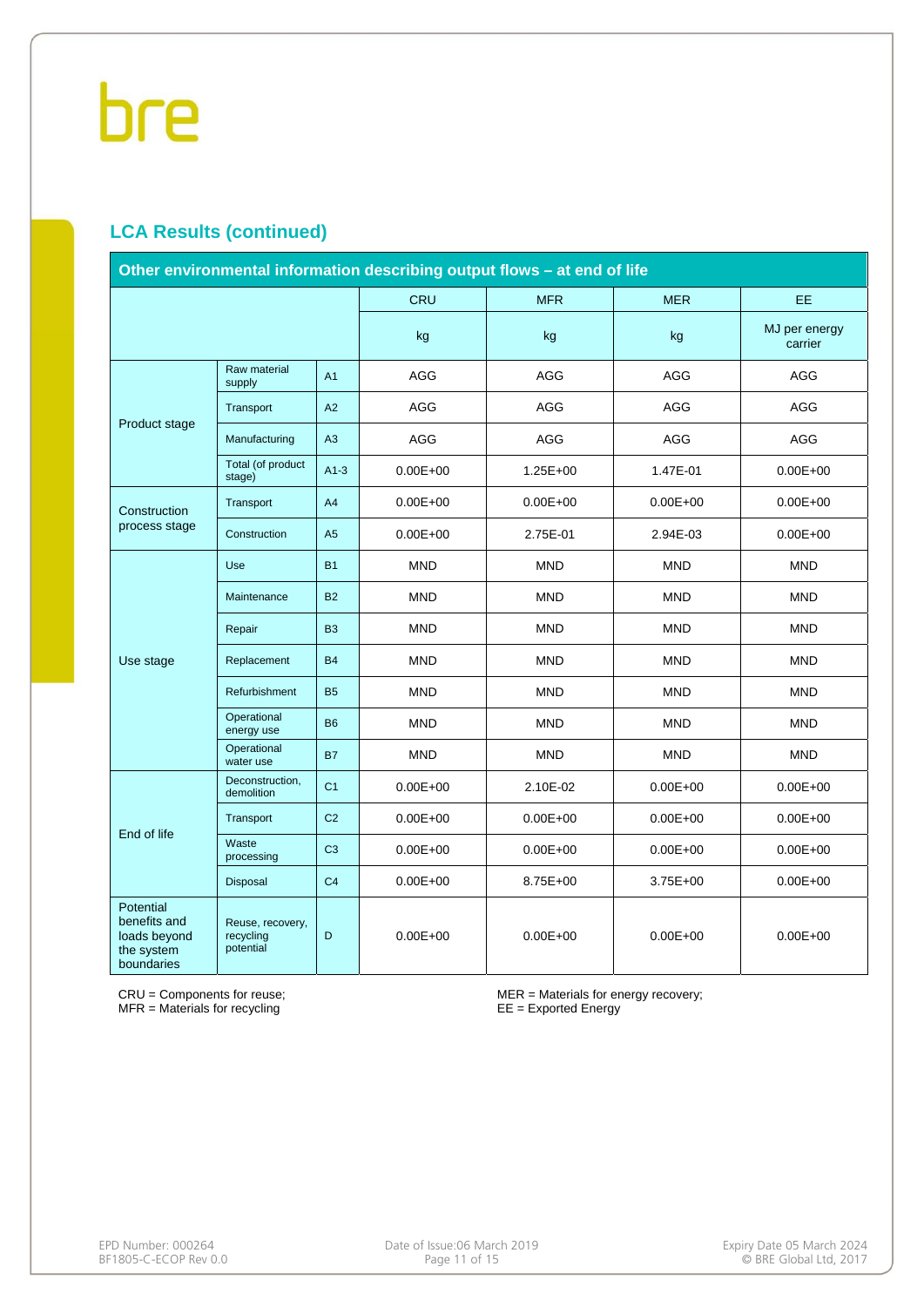## LCA Results (continued)

| Other environmental information describing output flows – at end of life | | | | | | |
|---|---|---|---|---|---|---|
| | | | CRU | MFR | MER | EE |
| | | | kg | kg | kg | MJ per energy carrier |
| Product stage | Raw material supply | A1 | AGG | AGG | AGG | AGG |
| | Transport | A2 | AGG | AGG | AGG | AGG |
| | Manufacturing | A3 | AGG | AGG | AGG | AGG |
| | Total (of product stage) | A1-3 | 0.00E+00 | 1.25E+00 | 1.47E-01 | 0.00E+00 |
| Construction process stage | Transport | A4 | 0.00E+00 | 0.00E+00 | 0.00E+00 | 0.00E+00 |
| | Construction | A5 | 0.00E+00 | 2.75E-01 | 2.94E-03 | 0.00E+00 |
| Use stage | Use | B1 | MND | MND | MND | MND |
| | Maintenance | B2 | MND | MND | MND | MND |
| | Repair | B3 | MND | MND | MND | MND |
| | Replacement | B4 | MND | MND | MND | MND |
| | Refurbishment | B5 | MND | MND | MND | MND |
| | Operational energy use | B6 | MND | MND | MND | MND |
| | Operational water use | B7 | MND | MND | MND | MND |
| End of life | Deconstruction, demolition | C1 | 0.00E+00 | 2.10E-02 | 0.00E+00 | 0.00E+00 |
| | Transport | C2 | 0.00E+00 | 0.00E+00 | 0.00E+00 | 0.00E+00 |
| | Waste processing | C3 | 0.00E+00 | 0.00E+00 | 0.00E+00 | 0.00E+00 |
| | Disposal | C4 | 0.00E+00 | 8.75E+00 | 3.75E+00 | 0.00E+00 |
| Potential benefits and loads beyond the system boundaries | Reuse, recovery, recycling potential | D | 0.00E+00 | 0.00E+00 | 0.00E+00 | 0.00E+00 |

CRU = Components for reuse;
MFR = Materials for recycling

MER = Materials for energy recovery;
EE = Exported Energy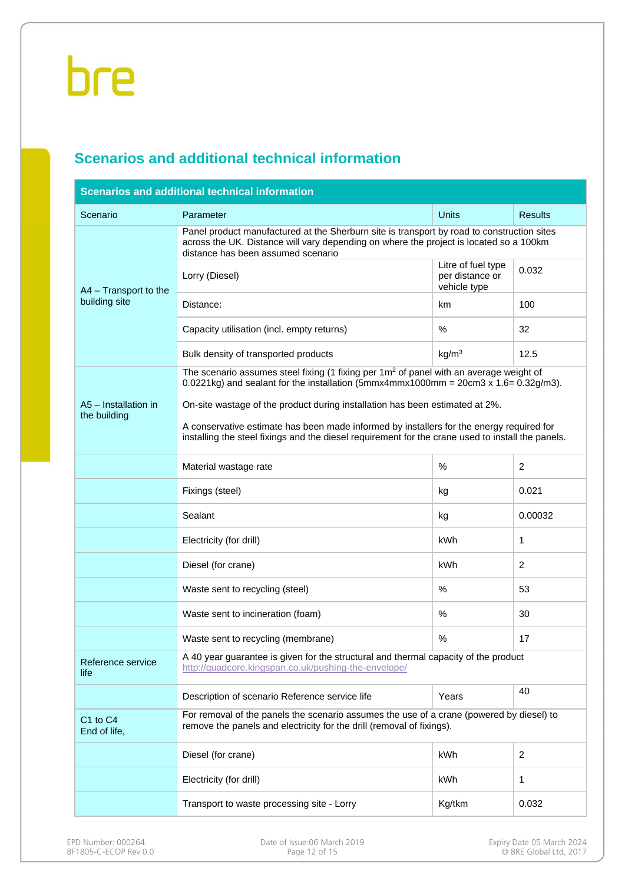## Scenarios and additional technical information

| Scenarios and additional technical information | | | |
|---|---|---|---|
| Scenario | Parameter | Units | Results |
| A4 – Transport to the building site | Panel product manufactured at the Sherburn site is transport by road to construction sites across the UK. Distance will vary depending on where the project is located so a 100km distance has been assumed scenario | | |
| | Lorry (Diesel) | Litre of fuel type per distance or vehicle type | 0.032 |
| | Distance: | km | 100 |
| | Capacity utilisation (incl. empty returns) | % | 32 |
| | Bulk density of transported products | $kg/m^3$ | 12.5 |
| A5 – Installation in the building | The scenario assumes steel fixing (1 fixing per $1m^2$ of panel with an average weight of 0.0221kg) and sealant for the installation (5mmx4mmx1000mm = 20cm3 x 1.6= 0.32g/m3).<br><br>On-site wastage of the product during installation has been estimated at 2%.<br><br>A conservative estimate has been made informed by installers for the energy required for installing the steel fixings and the diesel requirement for the crane used to install the panels. | | |
| | Material wastage rate | % | 2 |
| | Fixings (steel) | kg | 0.021 |
| | Sealant | kg | 0.00032 |
| | Electricity (for drill) | kWh | 1 |
| | Diesel (for crane) | kWh | 2 |
| | Waste sent to recycling (steel) | % | 53 |
| | Waste sent to incineration (foam) | % | 30 |
| | Waste sent to recycling (membrane) | % | 17 |
| Reference service life | A 40 year guarantee is given for the structural and thermal capacity of the product http://quadcore.kingspan.co.uk/pushing-the-envelope/ | | |
| | Description of scenario Reference service life | Years | 40 |
| C1 to C4 End of life, | For removal of the panels the scenario assumes the use of a crane (powered by diesel) to remove the panels and electricity for the drill (removal of fixings). | | |
| | Diesel (for crane) | kWh | 2 |
| | Electricity (for drill) | kWh | 1 |
| | Transport to waste processing site - Lorry | Kg/tkm | 0.032 |

EPD Number: 000264
BF1805-C-ECOP Rev 0.0

Date of Issue:06 March 2019

Expiry Date 05 March 2024
© BRE Global Ltd, 2017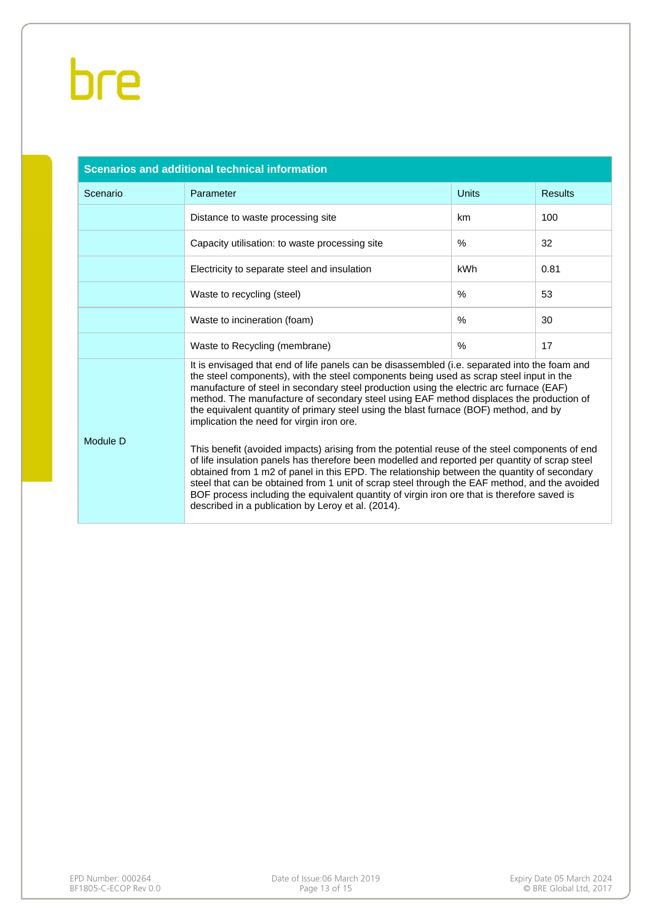## Scenarios and additional technical information

| Scenario | Parameter | Units | Results |
|---|---|---|---|
| | Distance to waste processing site | km | 100 |
| | Capacity utilisation: to waste processing site | % | 32 |
| | Electricity to separate steel and insulation | kWh | 0.81 |
| | Waste to recycling (steel) | % | 53 |
| | Waste to incineration (foam) | % | 30 |
| | Waste to Recycling (membrane) | % | 17 |
| Module D | It is envisaged that end of life panels can be disassembled (i.e. separated into the foam and the steel components), with the steel components being used as scrap steel input in the manufacture of steel in secondary steel production using the electric arc furnace (EAF) method. The manufacture of secondary steel using EAF method displaces the production of the equivalent quantity of primary steel using the blast furnace (BOF) method, and by implication the need for virgin iron ore.<br><br>This benefit (avoided impacts) arising from the potential reuse of the steel components of end of life insulation panels has therefore been modelled and reported per quantity of scrap steel obtained from 1 m2 of panel in this EPD. The relationship between the quantity of secondary steel that can be obtained from 1 unit of scrap steel through the EAF method, and the avoided BOF process including the equivalent quantity of virgin iron ore that is therefore saved is described in a publication by Leroy et al. (2014). | | |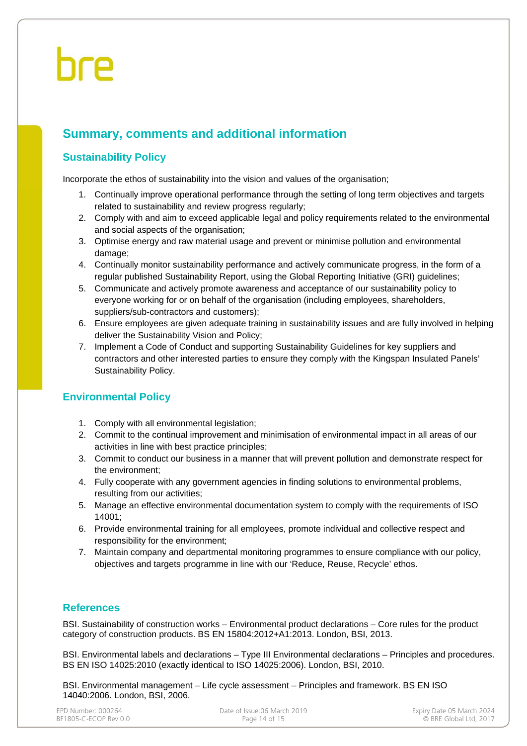## Summary, comments and additional information

### Sustainability Policy

Incorporate the ethos of sustainability into the vision and values of the organisation;

1. Continually improve operational performance through the setting of long term objectives and targets related to sustainability and review progress regularly;
2. Comply with and aim to exceed applicable legal and policy requirements related to the environmental and social aspects of the organisation;
3. Optimise energy and raw material usage and prevent or minimise pollution and environmental damage;
4. Continually monitor sustainability performance and actively communicate progress, in the form of a regular published Sustainability Report, using the Global Reporting Initiative (GRI) guidelines;
5. Communicate and actively promote awareness and acceptance of our sustainability policy to everyone working for or on behalf of the organisation (including employees, shareholders, suppliers/sub-contractors and customers);
6. Ensure employees are given adequate training in sustainability issues and are fully involved in helping deliver the Sustainability Vision and Policy;
7. Implement a Code of Conduct and supporting Sustainability Guidelines for key suppliers and contractors and other interested parties to ensure they comply with the Kingspan Insulated Panels' Sustainability Policy.

### Environmental Policy

1. Comply with all environmental legislation;
2. Commit to the continual improvement and minimisation of environmental impact in all areas of our activities in line with best practice principles;
3. Commit to conduct our business in a manner that will prevent pollution and demonstrate respect for the environment;
4. Fully cooperate with any government agencies in finding solutions to environmental problems, resulting from our activities;
5. Manage an effective environmental documentation system to comply with the requirements of ISO 14001;
6. Provide environmental training for all employees, promote individual and collective respect and responsibility for the environment;
7. Maintain company and departmental monitoring programmes to ensure compliance with our policy, objectives and targets programme in line with our 'Reduce, Reuse, Recycle' ethos.

### References

BSI. Sustainability of construction works – Environmental product declarations – Core rules for the product category of construction products. BS EN 15804:2012+A1:2013. London, BSI, 2013.

BSI. Environmental labels and declarations – Type III Environmental declarations – Principles and procedures. BS EN ISO 14025:2010 (exactly identical to ISO 14025:2006). London, BSI, 2010.

BSI. Environmental management – Life cycle assessment – Principles and framework. BS EN ISO 14040:2006. London, BSI, 2006.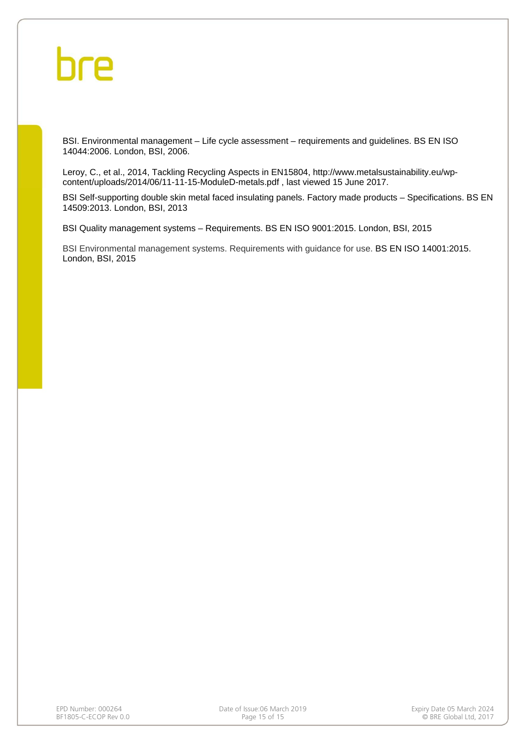BSI. Environmental management – Life cycle assessment – requirements and guidelines. BS EN ISO 14044:2006. London, BSI, 2006.

Leroy, C., et al., 2014, Tackling Recycling Aspects in EN15804, http://www.metalsustainability.eu/wp-content/uploads/2014/06/11-11-15-ModuleD-metals.pdf , last viewed 15 June 2017.

BSI Self-supporting double skin metal faced insulating panels. Factory made products – Specifications. BS EN 14509:2013. London, BSI, 2013

BSI Quality management systems – Requirements. BS EN ISO 9001:2015. London, BSI, 2015

BSI Environmental management systems. Requirements with guidance for use. BS EN ISO 14001:2015. London, BSI, 2015